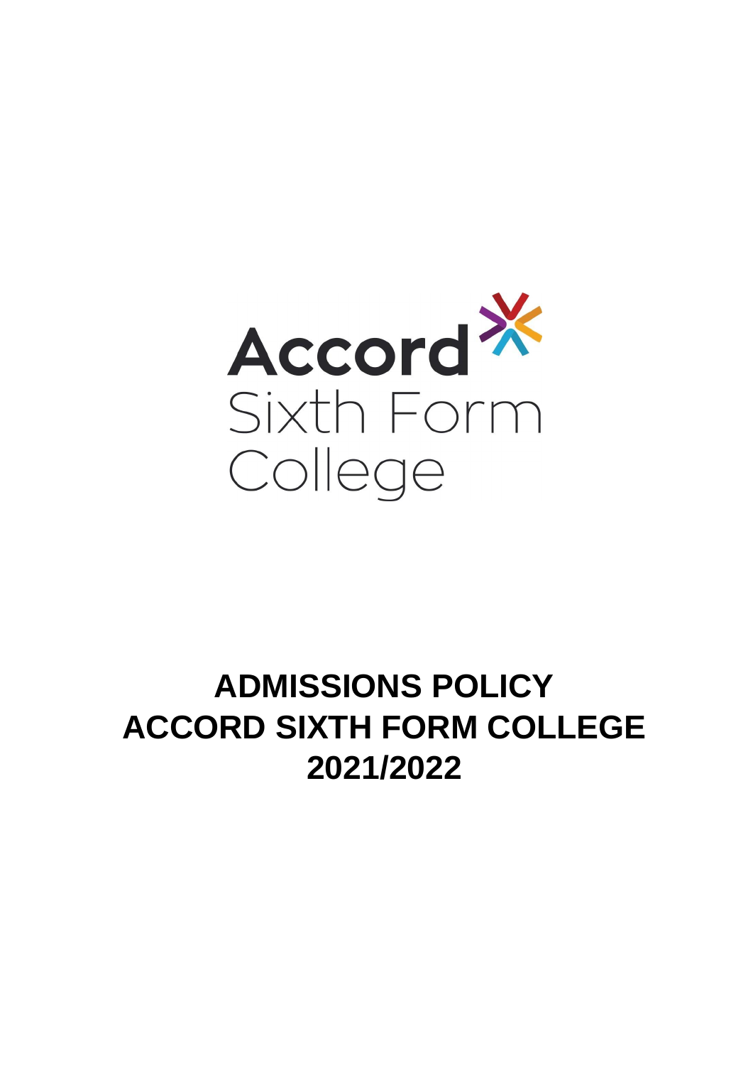Accord Sixth Form College

# ADMISSIONS POLICY
# ACCORD SIXTH FORM COLLEGE
# 2021/2022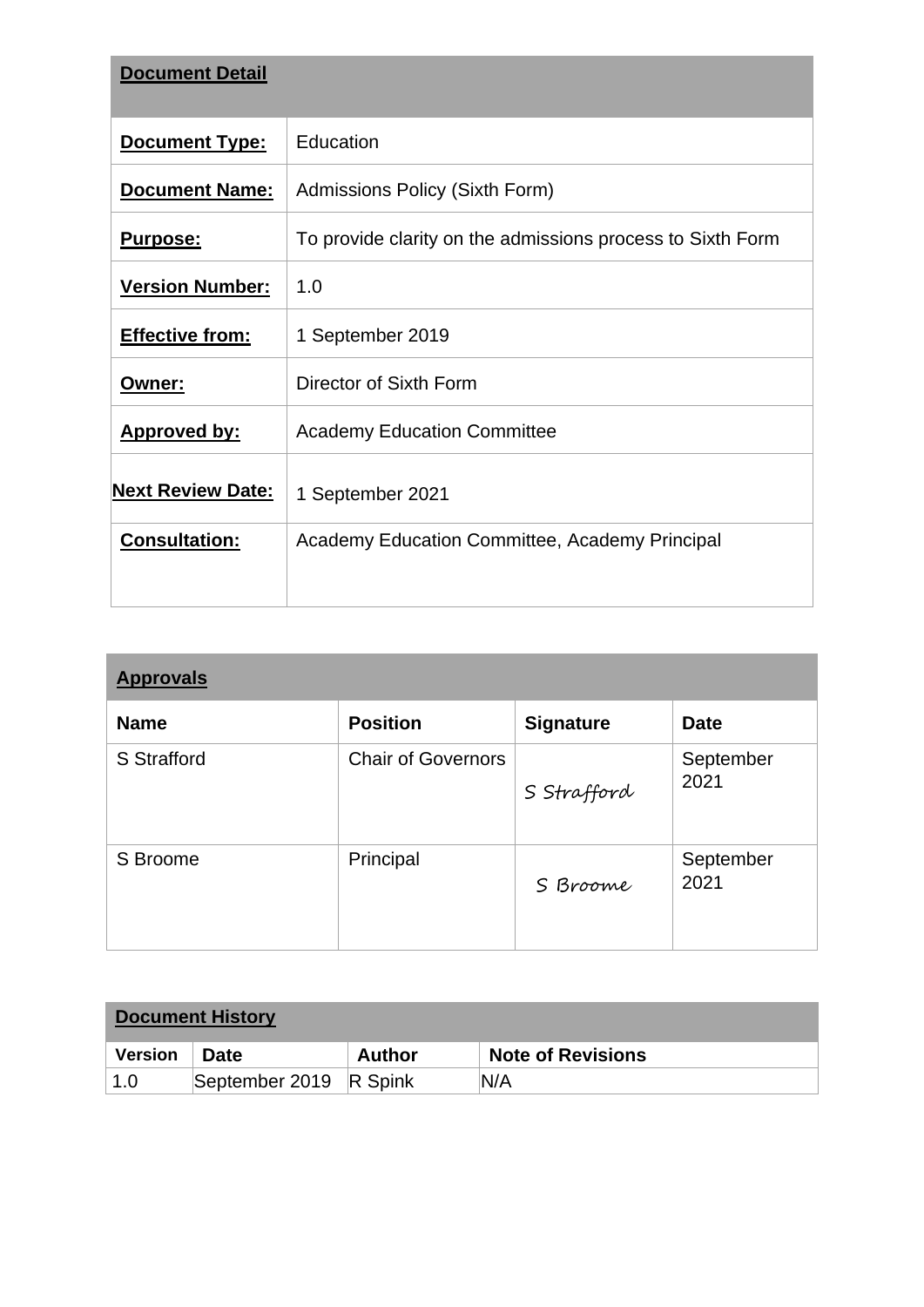| **Document Detail** | |
|---|---|
| **Document Type:** | Education |
| **Document Name:** | Admissions Policy (Sixth Form) |
| **Purpose:** | To provide clarity on the admissions process to Sixth Form |
| **Version Number:** | 1.0 |
| **Effective from:** | 1 September 2019 |
| **Owner:** | Director of Sixth Form |
| **Approved by:** | Academy Education Committee |
| **Next Review Date:** | 1 September 2021 |
| **Consultation:** | Academy Education Committee, Academy Principal |

| **Approvals** | | | |
|---|---|---|---|
| **Name** | **Position** | **Signature** | **Date** |
| S Strafford | Chair of Governors | S Strafford | September 2021 |
| S Broome | Principal | S Broome | September 2021 |

| **Document History** | | | |
|---|---|---|---|
| **Version** | **Date** | **Author** | **Note of Revisions** |
| 1.0 | September 2019 | R Spink | N/A |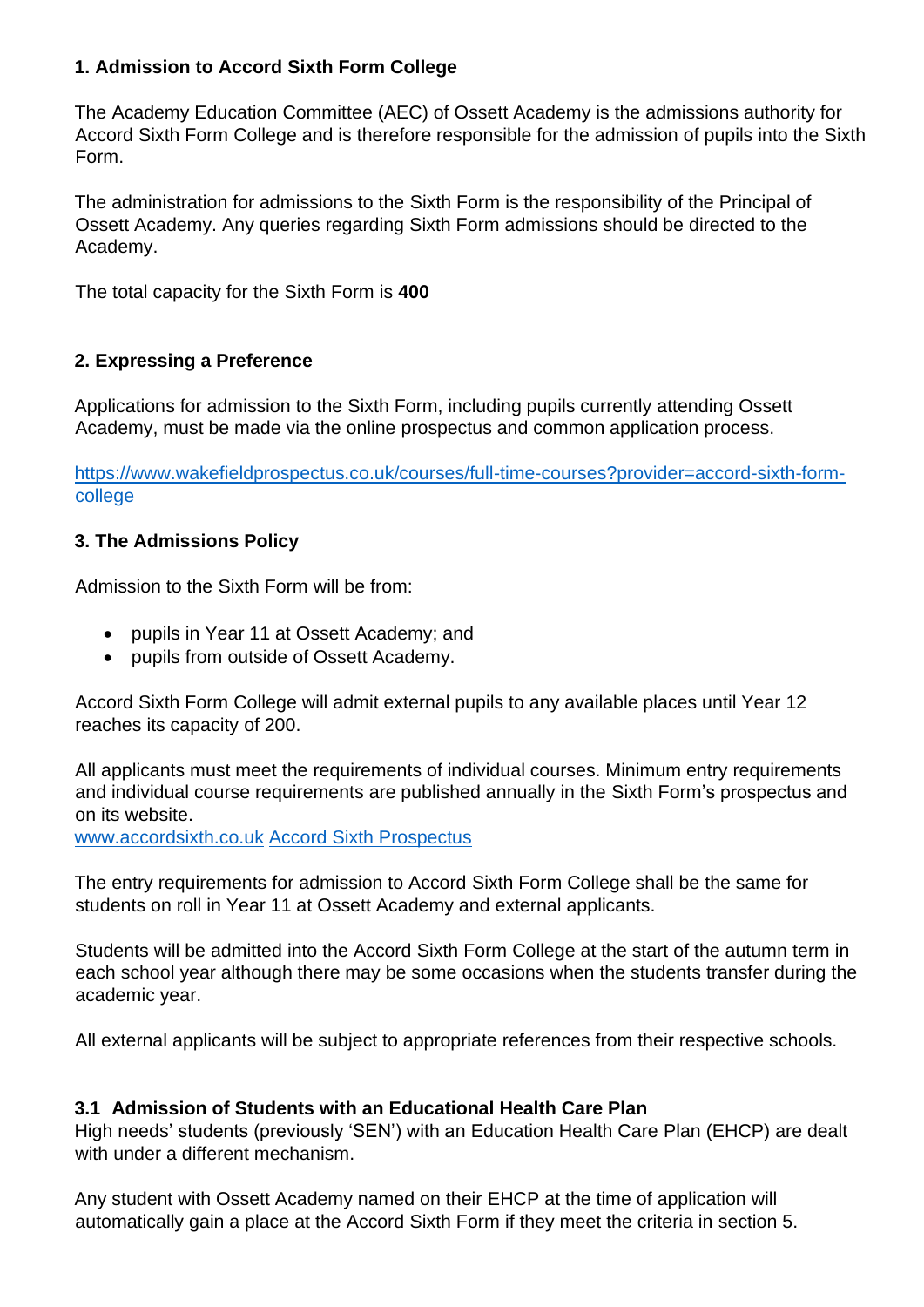## 1. Admission to Accord Sixth Form College

The Academy Education Committee (AEC) of Ossett Academy is the admissions authority for Accord Sixth Form College and is therefore responsible for the admission of pupils into the Sixth Form.

The administration for admissions to the Sixth Form is the responsibility of the Principal of Ossett Academy. Any queries regarding Sixth Form admissions should be directed to the Academy.

The total capacity for the Sixth Form is **400**

## 2. Expressing a Preference

Applications for admission to the Sixth Form, including pupils currently attending Ossett Academy, must be made via the online prospectus and common application process.

[https://www.wakefieldprospectus.co.uk/courses/full-time-courses?provider=accord-sixth-form-college](https://www.wakefieldprospectus.co.uk/courses/full-time-courses?provider=accord-sixth-form-college)

## 3. The Admissions Policy

Admission to the Sixth Form will be from:

- pupils in Year 11 at Ossett Academy; and
- pupils from outside of Ossett Academy.

Accord Sixth Form College will admit external pupils to any available places until Year 12 reaches its capacity of 200.

All applicants must meet the requirements of individual courses. Minimum entry requirements and individual course requirements are published annually in the Sixth Form's prospectus and on its website.
[www.accordsixth.co.uk](http://www.accordsixth.co.uk) Accord Sixth Prospectus

The entry requirements for admission to Accord Sixth Form College shall be the same for students on roll in Year 11 at Ossett Academy and external applicants.

Students will be admitted into the Accord Sixth Form College at the start of the autumn term in each school year although there may be some occasions when the students transfer during the academic year.

All external applicants will be subject to appropriate references from their respective schools.

### 3.1 Admission of Students with an Educational Health Care Plan

High needs' students (previously 'SEN') with an Education Health Care Plan (EHCP) are dealt with under a different mechanism.

Any student with Ossett Academy named on their EHCP at the time of application will automatically gain a place at the Accord Sixth Form if they meet the criteria in section 5.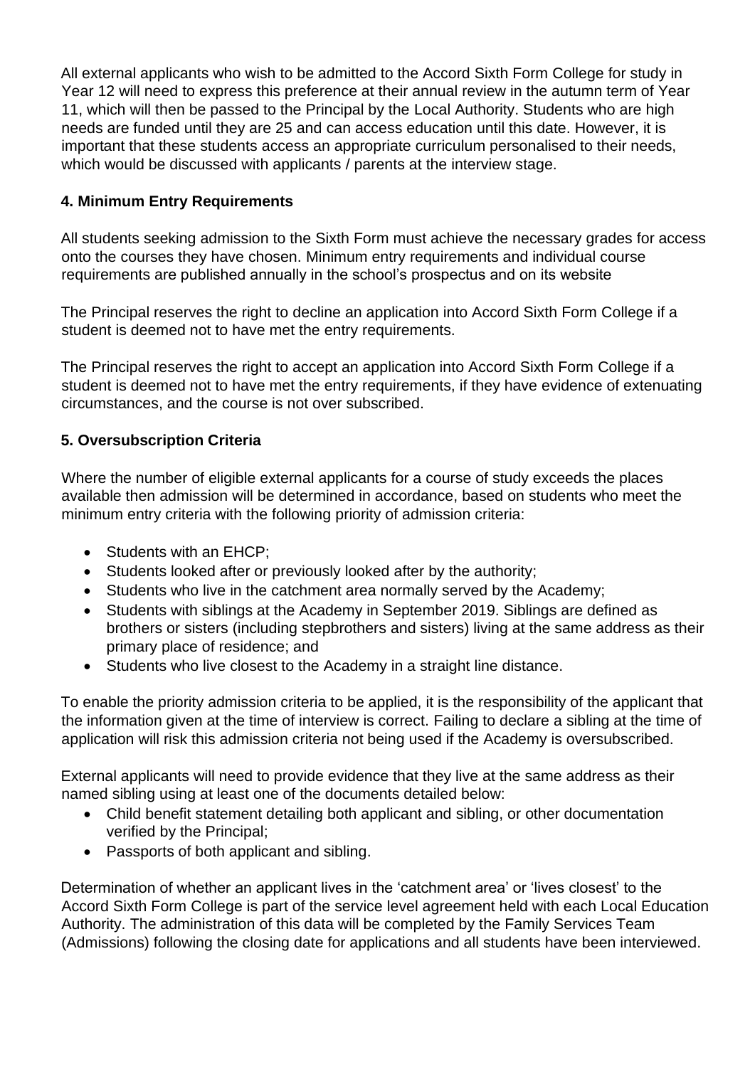All external applicants who wish to be admitted to the Accord Sixth Form College for study in Year 12 will need to express this preference at their annual review in the autumn term of Year 11, which will then be passed to the Principal by the Local Authority. Students who are high needs are funded until they are 25 and can access education until this date. However, it is important that these students access an appropriate curriculum personalised to their needs, which would be discussed with applicants / parents at the interview stage.

## 4. Minimum Entry Requirements

All students seeking admission to the Sixth Form must achieve the necessary grades for access onto the courses they have chosen. Minimum entry requirements and individual course requirements are published annually in the school's prospectus and on its website

The Principal reserves the right to decline an application into Accord Sixth Form College if a student is deemed not to have met the entry requirements.

The Principal reserves the right to accept an application into Accord Sixth Form College if a student is deemed not to have met the entry requirements, if they have evidence of extenuating circumstances, and the course is not over subscribed.

## 5. Oversubscription Criteria

Where the number of eligible external applicants for a course of study exceeds the places available then admission will be determined in accordance, based on students who meet the minimum entry criteria with the following priority of admission criteria:

- Students with an EHCP;
- Students looked after or previously looked after by the authority;
- Students who live in the catchment area normally served by the Academy;
- Students with siblings at the Academy in September 2019. Siblings are defined as brothers or sisters (including stepbrothers and sisters) living at the same address as their primary place of residence; and
- Students who live closest to the Academy in a straight line distance.

To enable the priority admission criteria to be applied, it is the responsibility of the applicant that the information given at the time of interview is correct. Failing to declare a sibling at the time of application will risk this admission criteria not being used if the Academy is oversubscribed.

External applicants will need to provide evidence that they live at the same address as their named sibling using at least one of the documents detailed below:

- Child benefit statement detailing both applicant and sibling, or other documentation verified by the Principal;
- Passports of both applicant and sibling.

Determination of whether an applicant lives in the 'catchment area' or 'lives closest' to the Accord Sixth Form College is part of the service level agreement held with each Local Education Authority. The administration of this data will be completed by the Family Services Team (Admissions) following the closing date for applications and all students have been interviewed.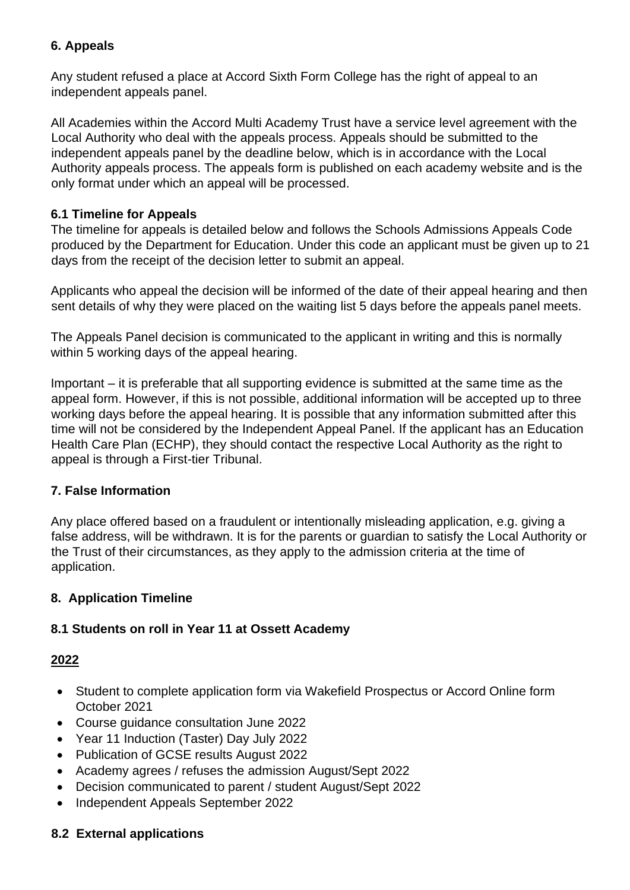## 6. Appeals

Any student refused a place at Accord Sixth Form College has the right of appeal to an independent appeals panel.

All Academies within the Accord Multi Academy Trust have a service level agreement with the Local Authority who deal with the appeals process. Appeals should be submitted to the independent appeals panel by the deadline below, which is in accordance with the Local Authority appeals process. The appeals form is published on each academy website and is the only format under which an appeal will be processed.

### 6.1 Timeline for Appeals

The timeline for appeals is detailed below and follows the Schools Admissions Appeals Code produced by the Department for Education. Under this code an applicant must be given up to 21 days from the receipt of the decision letter to submit an appeal.

Applicants who appeal the decision will be informed of the date of their appeal hearing and then sent details of why they were placed on the waiting list 5 days before the appeals panel meets.

The Appeals Panel decision is communicated to the applicant in writing and this is normally within 5 working days of the appeal hearing.

Important – it is preferable that all supporting evidence is submitted at the same time as the appeal form. However, if this is not possible, additional information will be accepted up to three working days before the appeal hearing. It is possible that any information submitted after this time will not be considered by the Independent Appeal Panel. If the applicant has an Education Health Care Plan (ECHP), they should contact the respective Local Authority as the right to appeal is through a First-tier Tribunal.

## 7. False Information

Any place offered based on a fraudulent or intentionally misleading application, e.g. giving a false address, will be withdrawn. It is for the parents or guardian to satisfy the Local Authority or the Trust of their circumstances, as they apply to the admission criteria at the time of application.

## 8. Application Timeline

### 8.1 Students on roll in Year 11 at Ossett Academy

**2022**

- Student to complete application form via Wakefield Prospectus or Accord Online form October 2021
- Course guidance consultation June 2022
- Year 11 Induction (Taster) Day July 2022
- Publication of GCSE results August 2022
- Academy agrees / refuses the admission August/Sept 2022
- Decision communicated to parent / student August/Sept 2022
- Independent Appeals September 2022

### 8.2 External applications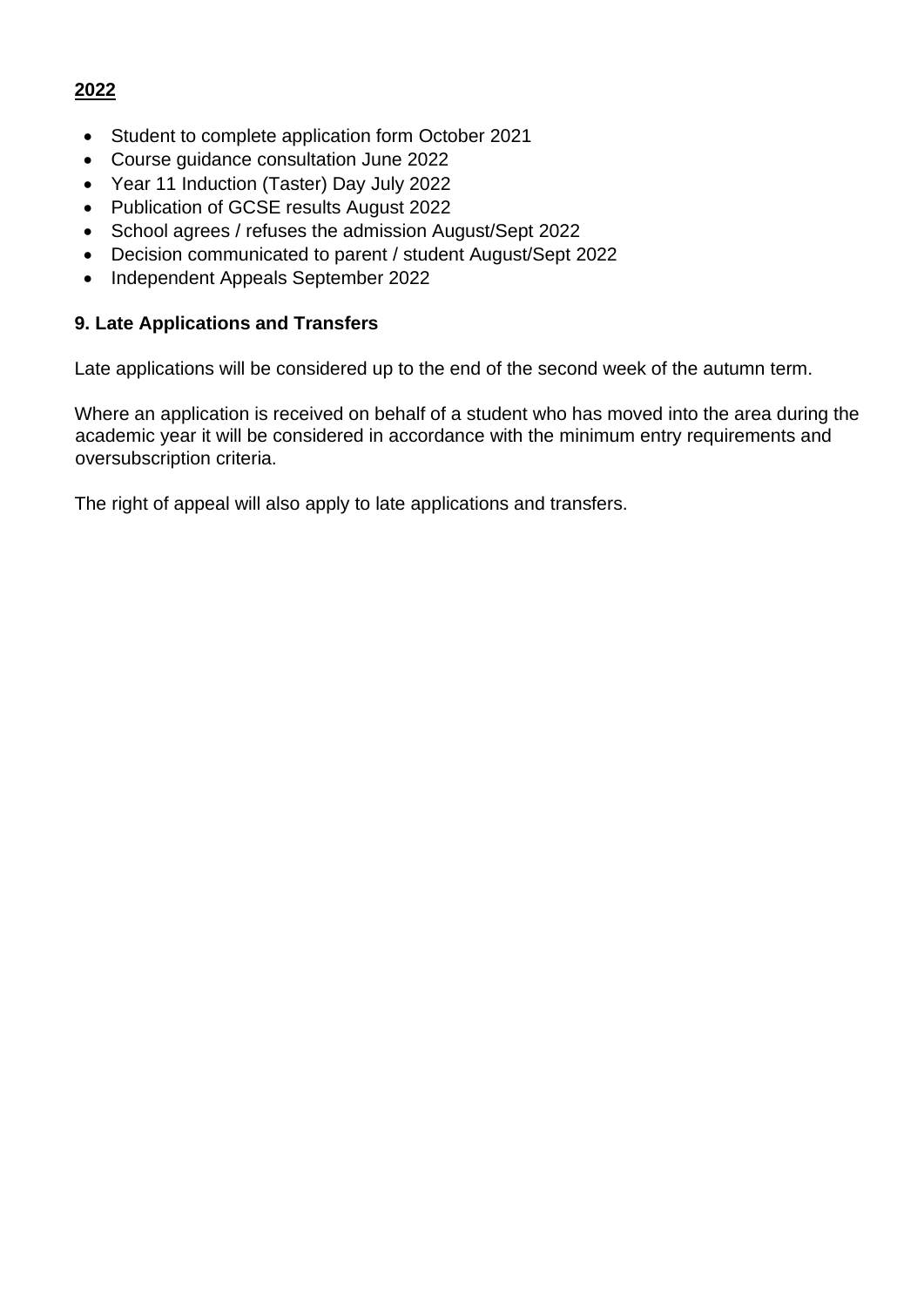**2022**

- Student to complete application form October 2021
- Course guidance consultation June 2022
- Year 11 Induction (Taster) Day July 2022
- Publication of GCSE results August 2022
- School agrees / refuses the admission August/Sept 2022
- Decision communicated to parent / student August/Sept 2022
- Independent Appeals September 2022

### 9. Late Applications and Transfers

Late applications will be considered up to the end of the second week of the autumn term.

Where an application is received on behalf of a student who has moved into the area during the academic year it will be considered in accordance with the minimum entry requirements and oversubscription criteria.

The right of appeal will also apply to late applications and transfers.